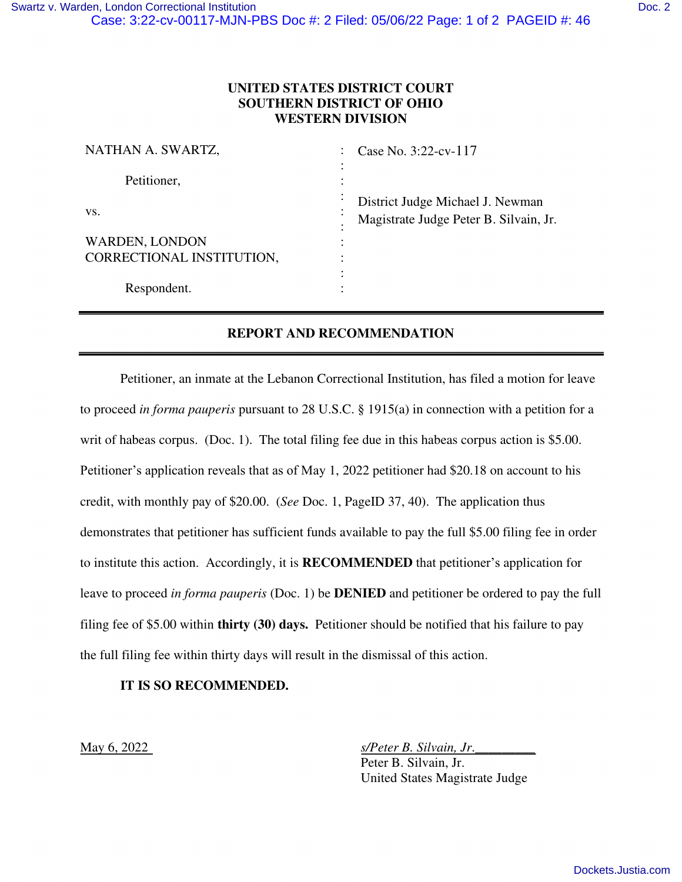**UNITED STATES DISTRICT COURT**
**SOUTHERN DISTRICT OF OHIO**
**WESTERN DIVISION**

| | | |
|---|---|---|
| NATHAN A. SWARTZ, | : | Case No. 3:22-cv-117 |
| Petitioner, | : | |
| vs. | : | District Judge Michael J. Newman<br>Magistrate Judge Peter B. Silvain, Jr. |
| WARDEN, LONDON CORRECTIONAL INSTITUTION, | : | |
| Respondent. | : | |

## REPORT AND RECOMMENDATION

Petitioner, an inmate at the Lebanon Correctional Institution, has filed a motion for leave to proceed *in forma pauperis* pursuant to 28 U.S.C. § 1915(a) in connection with a petition for a writ of habeas corpus. (Doc. 1). The total filing fee due in this habeas corpus action is $5.00. Petitioner's application reveals that as of May 1, 2022 petitioner had $20.18 on account to his credit, with monthly pay of $20.00. (*See* Doc. 1, PageID 37, 40). The application thus demonstrates that petitioner has sufficient funds available to pay the full $5.00 filing fee in order to institute this action. Accordingly, it is **RECOMMENDED** that petitioner's application for leave to proceed *in forma pauperis* (Doc. 1) be **DENIED** and petitioner be ordered to pay the full filing fee of $5.00 within **thirty (30) days.** Petitioner should be notified that his failure to pay the full filing fee within thirty days will result in the dismissal of this action.

**IT IS SO RECOMMENDED.**

May 6, 2022

*s/Peter B. Silvain, Jr.*
Peter B. Silvain, Jr.
United States Magistrate Judge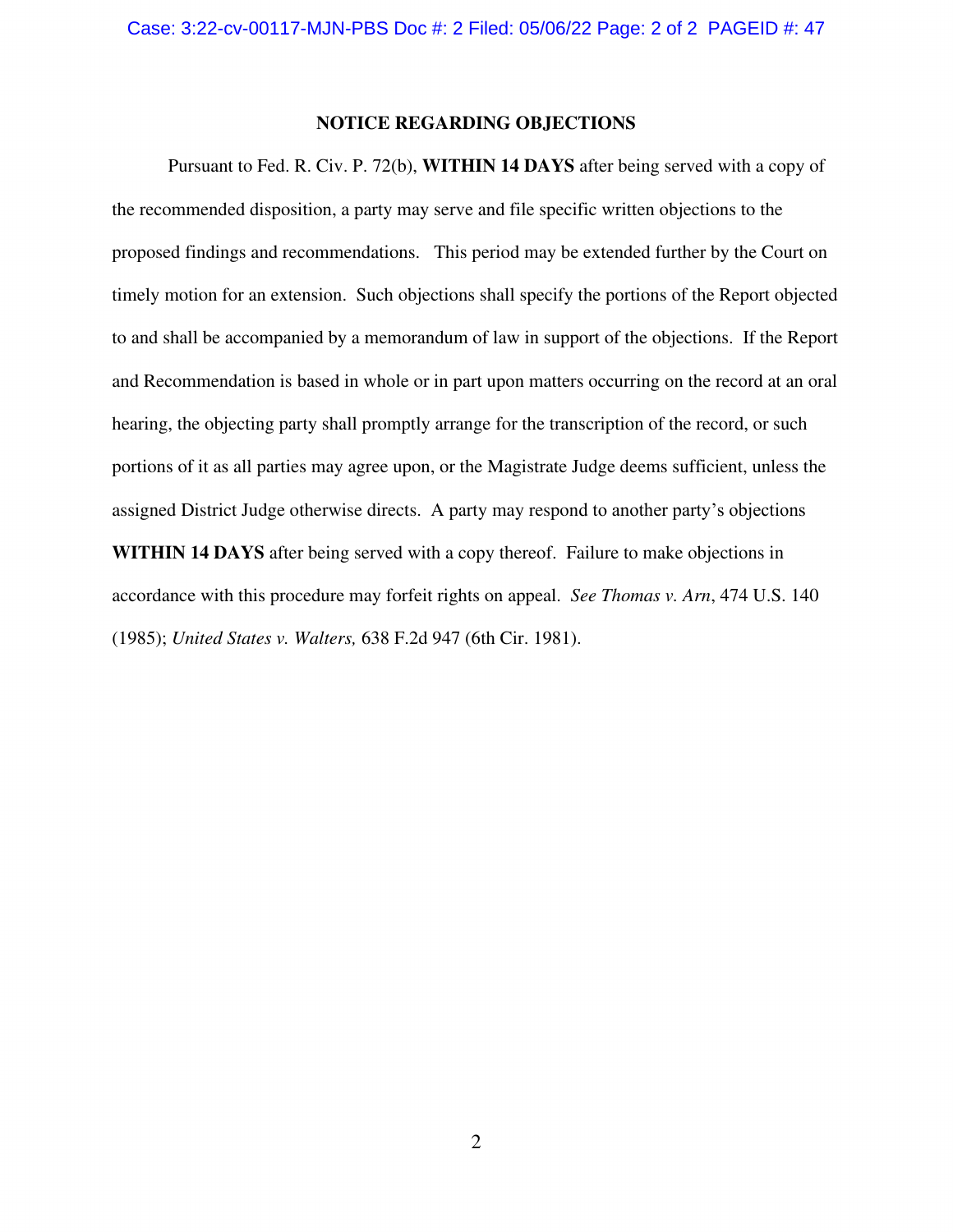**NOTICE REGARDING OBJECTIONS**

Pursuant to Fed. R. Civ. P. 72(b), **WITHIN 14 DAYS** after being served with a copy of the recommended disposition, a party may serve and file specific written objections to the proposed findings and recommendations. This period may be extended further by the Court on timely motion for an extension. Such objections shall specify the portions of the Report objected to and shall be accompanied by a memorandum of law in support of the objections. If the Report and Recommendation is based in whole or in part upon matters occurring on the record at an oral hearing, the objecting party shall promptly arrange for the transcription of the record, or such portions of it as all parties may agree upon, or the Magistrate Judge deems sufficient, unless the assigned District Judge otherwise directs. A party may respond to another party's objections **WITHIN 14 DAYS** after being served with a copy thereof. Failure to make objections in accordance with this procedure may forfeit rights on appeal. *See Thomas v. Arn*, 474 U.S. 140 (1985); *United States v. Walters,* 638 F.2d 947 (6th Cir. 1981).